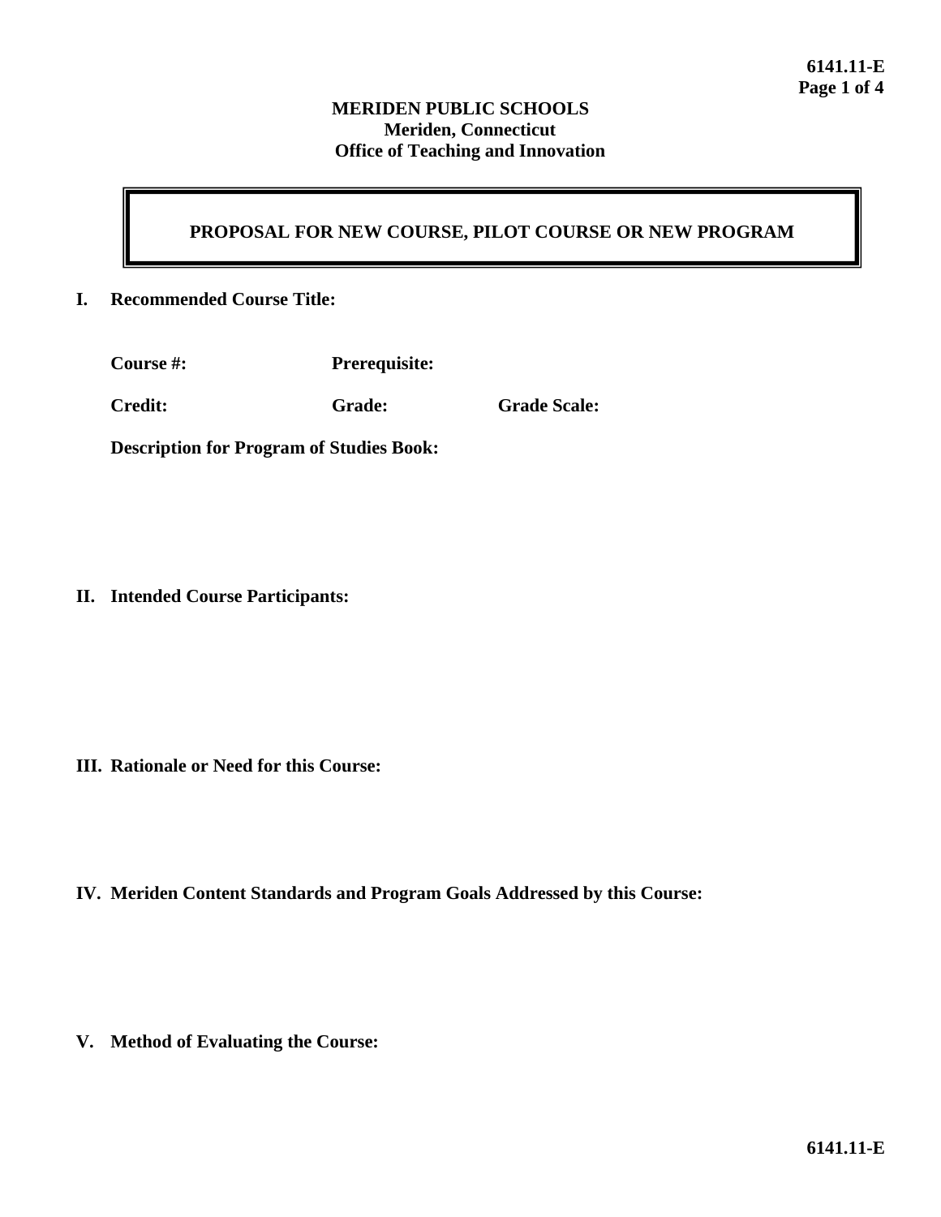**MERIDEN PUBLIC SCHOOLS**
**Meriden, Connecticut**
**Office of Teaching and Innovation**

# PROPOSAL FOR NEW COURSE, PILOT COURSE OR NEW PROGRAM

**I. Recommended Course Title:**

**Course #:** **Prerequisite:**

**Credit:** **Grade:** **Grade Scale:**

**Description for Program of Studies Book:**

**II. Intended Course Participants:**

**III. Rationale or Need for this Course:**

**IV. Meriden Content Standards and Program Goals Addressed by this Course:**

**V. Method of Evaluating the Course:**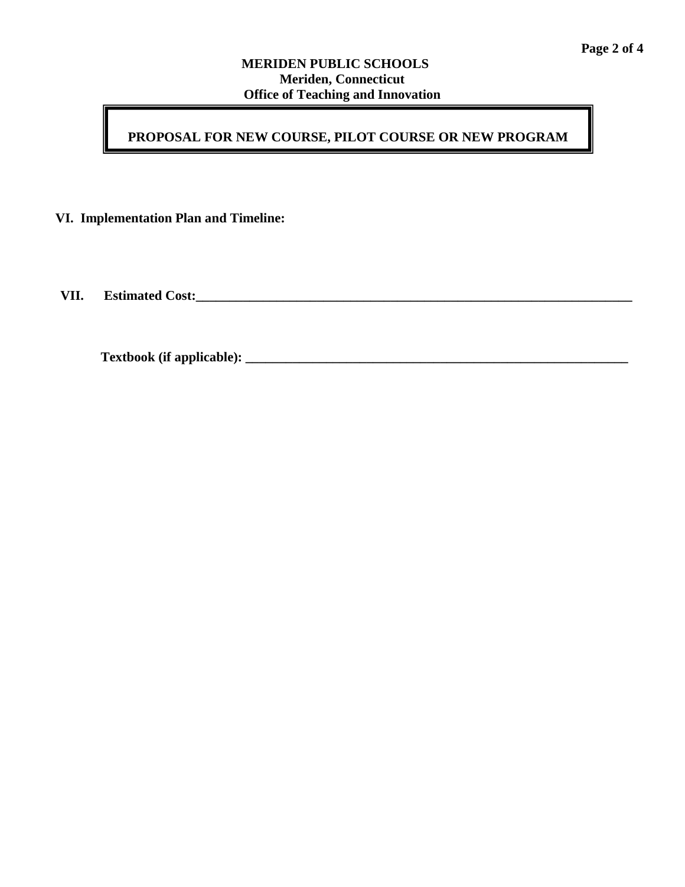**MERIDEN PUBLIC SCHOOLS**
**Meriden, Connecticut**
**Office of Teaching and Innovation**

# PROPOSAL FOR NEW COURSE, PILOT COURSE OR NEW PROGRAM

**VI. Implementation Plan and Timeline:**

**VII. Estimated Cost:**_______________________________________________________________________

**Textbook (if applicable):** ____________________________________________________________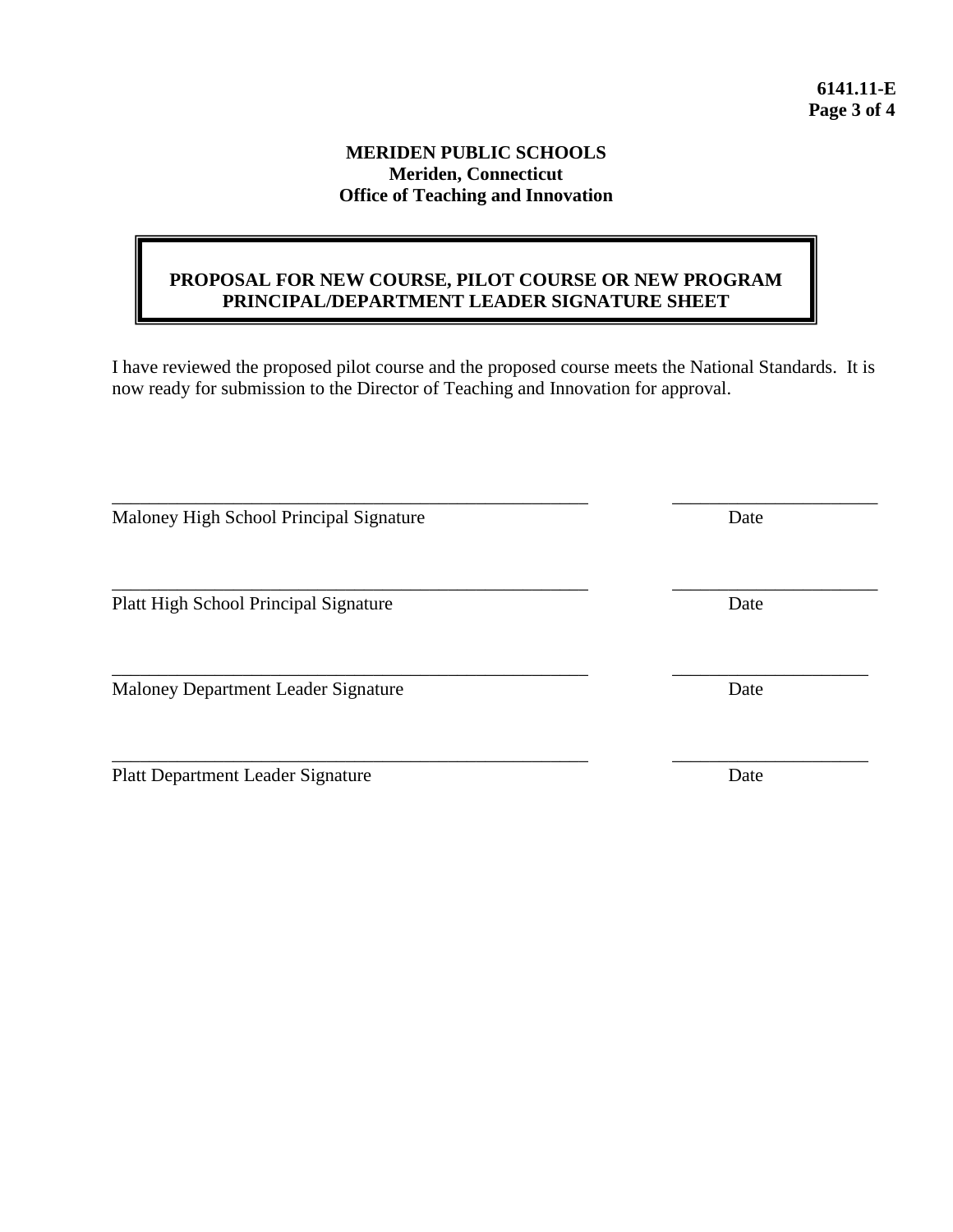**6141.11-E**

**MERIDEN PUBLIC SCHOOLS**
**Meriden, Connecticut**
**Office of Teaching and Innovation**

## PROPOSAL FOR NEW COURSE, PILOT COURSE OR NEW PROGRAM PRINCIPAL/DEPARTMENT LEADER SIGNATURE SHEET

I have reviewed the proposed pilot course and the proposed course meets the National Standards. It is now ready for submission to the Director of Teaching and Innovation for approval.

\_\_\_\_\_\_\_\_\_\_\_\_\_\_\_\_\_\_\_\_\_\_\_\_\_\_\_\_\_\_\_\_\_\_\_\_\_\_\_\_\_\_\_\_\_\_\_\_\_\_\_\_ \_\_\_\_\_\_\_\_\_\_\_\_\_\_\_\_\_\_\_\_\_\_
Maloney High School Principal Signature Date

\_\_\_\_\_\_\_\_\_\_\_\_\_\_\_\_\_\_\_\_\_\_\_\_\_\_\_\_\_\_\_\_\_\_\_\_\_\_\_\_\_\_\_\_\_\_\_\_\_\_\_\_ \_\_\_\_\_\_\_\_\_\_\_\_\_\_\_\_\_\_\_\_\_\_
Platt High School Principal Signature Date

\_\_\_\_\_\_\_\_\_\_\_\_\_\_\_\_\_\_\_\_\_\_\_\_\_\_\_\_\_\_\_\_\_\_\_\_\_\_\_\_\_\_\_\_\_\_\_\_\_\_\_\_ \_\_\_\_\_\_\_\_\_\_\_\_\_\_\_\_\_\_\_\_\_
Maloney Department Leader Signature Date

\_\_\_\_\_\_\_\_\_\_\_\_\_\_\_\_\_\_\_\_\_\_\_\_\_\_\_\_\_\_\_\_\_\_\_\_\_\_\_\_\_\_\_\_\_\_\_\_\_\_\_\_ \_\_\_\_\_\_\_\_\_\_\_\_\_\_\_\_\_\_\_\_\_
Platt Department Leader Signature Date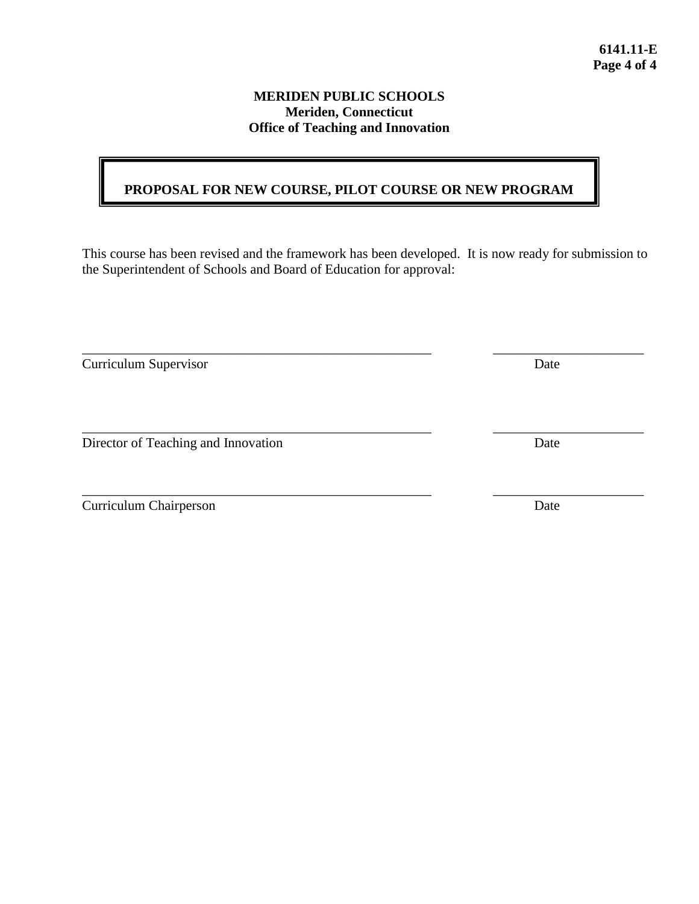**MERIDEN PUBLIC SCHOOLS**
**Meriden, Connecticut**
**Office of Teaching and Innovation**

## PROPOSAL FOR NEW COURSE, PILOT COURSE OR NEW PROGRAM

This course has been revised and the framework has been developed. It is now ready for submission to the Superintendent of Schools and Board of Education for approval:

_______________________________________________ ____________________
Curriculum Supervisor Date

_______________________________________________ ____________________
Director of Teaching and Innovation Date

_______________________________________________ ____________________
Curriculum Chairperson Date